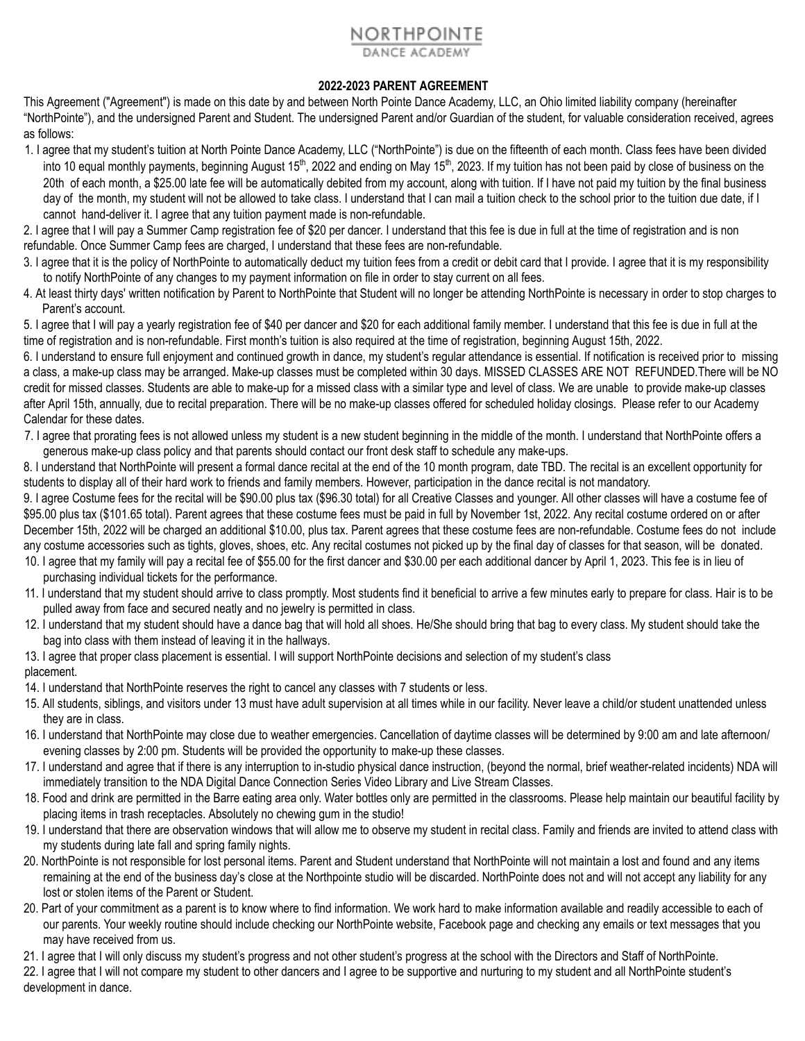# NORTHPOINTE

DANCE ACADEMY

**2022-2023 PARENT AGREEMENT**

This Agreement ("Agreement") is made on this date by and between North Pointe Dance Academy, LLC, an Ohio limited liability company (hereinafter "NorthPointe"), and the undersigned Parent and Student. The undersigned Parent and/or Guardian of the student, for valuable consideration received, agrees as follows:

1. I agree that my student's tuition at North Pointe Dance Academy, LLC ("NorthPointe") is due on the fifteenth of each month. Class fees have been divided into 10 equal monthly payments, beginning August 15th, 2022 and ending on May 15th, 2023. If my tuition has not been paid by close of business on the 20th of each month, a $25.00 late fee will be automatically debited from my account, along with tuition. If I have not paid my tuition by the final business day of the month, my student will not be allowed to take class. I understand that I can mail a tuition check to the school prior to the tuition due date, if I cannot hand-deliver it. I agree that any tuition payment made is non-refundable.

2. I agree that I will pay a Summer Camp registration fee of $20 per dancer. I understand that this fee is due in full at the time of registration and is non refundable. Once Summer Camp fees are charged, I understand that these fees are non-refundable.

3. I agree that it is the policy of NorthPointe to automatically deduct my tuition fees from a credit or debit card that I provide. I agree that it is my responsibility to notify NorthPointe of any changes to my payment information on file in order to stay current on all fees.

4. At least thirty days' written notification by Parent to NorthPointe that Student will no longer be attending NorthPointe is necessary in order to stop charges to Parent's account.

5. I agree that I will pay a yearly registration fee of $40 per dancer and $20 for each additional family member. I understand that this fee is due in full at the time of registration and is non-refundable. First month's tuition is also required at the time of registration, beginning August 15th, 2022.

6. I understand to ensure full enjoyment and continued growth in dance, my student's regular attendance is essential. If notification is received prior to missing a class, a make-up class may be arranged. Make-up classes must be completed within 30 days. MISSED CLASSES ARE NOT REFUNDED.There will be NO credit for missed classes. Students are able to make-up for a missed class with a similar type and level of class. We are unable to provide make-up classes after April 15th, annually, due to recital preparation. There will be no make-up classes offered for scheduled holiday closings. Please refer to our Academy Calendar for these dates.

7. I agree that prorating fees is not allowed unless my student is a new student beginning in the middle of the month. I understand that NorthPointe offers a generous make-up class policy and that parents should contact our front desk staff to schedule any make-ups.

8. I understand that NorthPointe will present a formal dance recital at the end of the 10 month program, date TBD. The recital is an excellent opportunity for students to display all of their hard work to friends and family members. However, participation in the dance recital is not mandatory.

9. I agree Costume fees for the recital will be $90.00 plus tax ($96.30 total) for all Creative Classes and younger. All other classes will have a costume fee of $95.00 plus tax ($101.65 total). Parent agrees that these costume fees must be paid in full by November 1st, 2022. Any recital costume ordered on or after December 15th, 2022 will be charged an additional $10.00, plus tax. Parent agrees that these costume fees are non-refundable. Costume fees do not include any costume accessories such as tights, gloves, shoes, etc. Any recital costumes not picked up by the final day of classes for that season, will be donated.

10. I agree that my family will pay a recital fee of $55.00 for the first dancer and $30.00 per each additional dancer by April 1, 2023. This fee is in lieu of purchasing individual tickets for the performance.

11. I understand that my student should arrive to class promptly. Most students find it beneficial to arrive a few minutes early to prepare for class. Hair is to be pulled away from face and secured neatly and no jewelry is permitted in class.

12. I understand that my student should have a dance bag that will hold all shoes. He/She should bring that bag to every class. My student should take the bag into class with them instead of leaving it in the hallways.

13. I agree that proper class placement is essential. I will support NorthPointe decisions and selection of my student's class placement.

14. I understand that NorthPointe reserves the right to cancel any classes with 7 students or less.

15. All students, siblings, and visitors under 13 must have adult supervision at all times while in our facility. Never leave a child/or student unattended unless they are in class.

16. I understand that NorthPointe may close due to weather emergencies. Cancellation of daytime classes will be determined by 9:00 am and late afternoon/evening classes by 2:00 pm. Students will be provided the opportunity to make-up these classes.

17. I understand and agree that if there is any interruption to in-studio physical dance instruction, (beyond the normal, brief weather-related incidents) NDA will immediately transition to the NDA Digital Dance Connection Series Video Library and Live Stream Classes.

18. Food and drink are permitted in the Barre eating area only. Water bottles only are permitted in the classrooms. Please help maintain our beautiful facility by placing items in trash receptacles. Absolutely no chewing gum in the studio!

19. I understand that there are observation windows that will allow me to observe my student in recital class. Family and friends are invited to attend class with my students during late fall and spring family nights.

20. NorthPointe is not responsible for lost personal items. Parent and Student understand that NorthPointe will not maintain a lost and found and any items remaining at the end of the business day's close at the Northpointe studio will be discarded. NorthPointe does not and will not accept any liability for any lost or stolen items of the Parent or Student.

20. Part of your commitment as a parent is to know where to find information. We work hard to make information available and readily accessible to each of our parents. Your weekly routine should include checking our NorthPointe website, Facebook page and checking any emails or text messages that you may have received from us.

21. I agree that I will only discuss my student's progress and not other student's progress at the school with the Directors and Staff of NorthPointe.

22. I agree that I will not compare my student to other dancers and I agree to be supportive and nurturing to my student and all NorthPointe student's development in dance.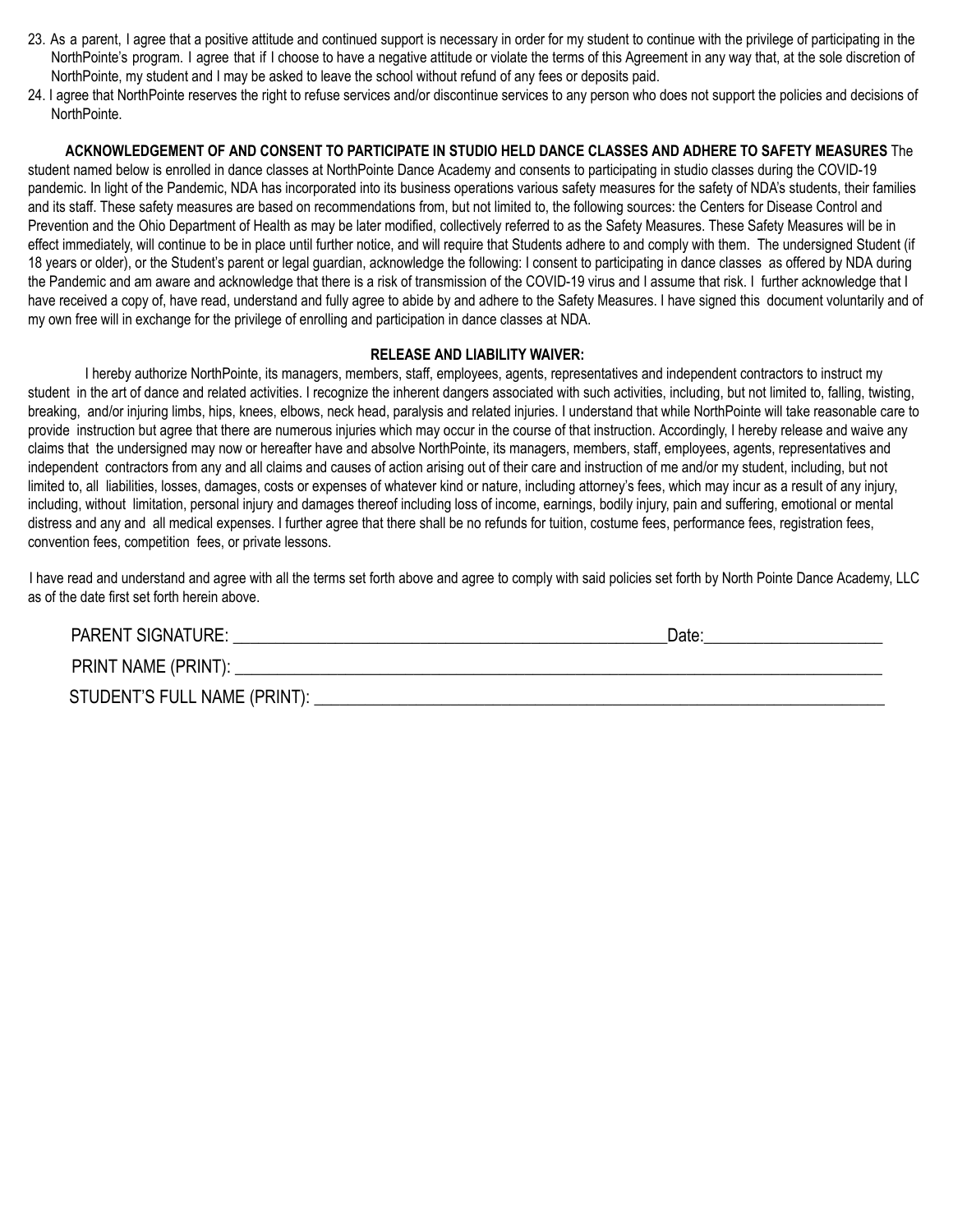23. As a parent, I agree that a positive attitude and continued support is necessary in order for my student to continue with the privilege of participating in the NorthPointe's program. I agree that if I choose to have a negative attitude or violate the terms of this Agreement in any way that, at the sole discretion of NorthPointe, my student and I may be asked to leave the school without refund of any fees or deposits paid.
24. I agree that NorthPointe reserves the right to refuse services and/or discontinue services to any person who does not support the policies and decisions of NorthPointe.

**ACKNOWLEDGEMENT OF AND CONSENT TO PARTICIPATE IN STUDIO HELD DANCE CLASSES AND ADHERE TO SAFETY MEASURES** The student named below is enrolled in dance classes at NorthPointe Dance Academy and consents to participating in studio classes during the COVID-19 pandemic. In light of the Pandemic, NDA has incorporated into its business operations various safety measures for the safety of NDA's students, their families and its staff. These safety measures are based on recommendations from, but not limited to, the following sources: the Centers for Disease Control and Prevention and the Ohio Department of Health as may be later modified, collectively referred to as the Safety Measures. These Safety Measures will be in effect immediately, will continue to be in place until further notice, and will require that Students adhere to and comply with them. The undersigned Student (if 18 years or older), or the Student's parent or legal guardian, acknowledge the following: I consent to participating in dance classes as offered by NDA during the Pandemic and am aware and acknowledge that there is a risk of transmission of the COVID-19 virus and I assume that risk. I further acknowledge that I have received a copy of, have read, understand and fully agree to abide by and adhere to the Safety Measures. I have signed this document voluntarily and of my own free will in exchange for the privilege of enrolling and participation in dance classes at NDA.

**RELEASE AND LIABILITY WAIVER:**

I hereby authorize NorthPointe, its managers, members, staff, employees, agents, representatives and independent contractors to instruct my student in the art of dance and related activities. I recognize the inherent dangers associated with such activities, including, but not limited to, falling, twisting, breaking, and/or injuring limbs, hips, knees, elbows, neck head, paralysis and related injuries. I understand that while NorthPointe will take reasonable care to provide instruction but agree that there are numerous injuries which may occur in the course of that instruction. Accordingly, I hereby release and waive any claims that the undersigned may now or hereafter have and absolve NorthPointe, its managers, members, staff, employees, agents, representatives and independent contractors from any and all claims and causes of action arising out of their care and instruction of me and/or my student, including, but not limited to, all liabilities, losses, damages, costs or expenses of whatever kind or nature, including attorney's fees, which may incur as a result of any injury, including, without limitation, personal injury and damages thereof including loss of income, earnings, bodily injury, pain and suffering, emotional or mental distress and any and all medical expenses. I further agree that there shall be no refunds for tuition, costume fees, performance fees, registration fees, convention fees, competition fees, or private lessons.

I have read and understand and agree with all the terms set forth above and agree to comply with said policies set forth by North Pointe Dance Academy, LLC as of the date first set forth herein above.

PARENT SIGNATURE: ____________________________________________________Date:____________________

PRINT NAME (PRINT): ______________________________________________________________________________

STUDENT'S FULL NAME (PRINT): ____________________________________________________________________